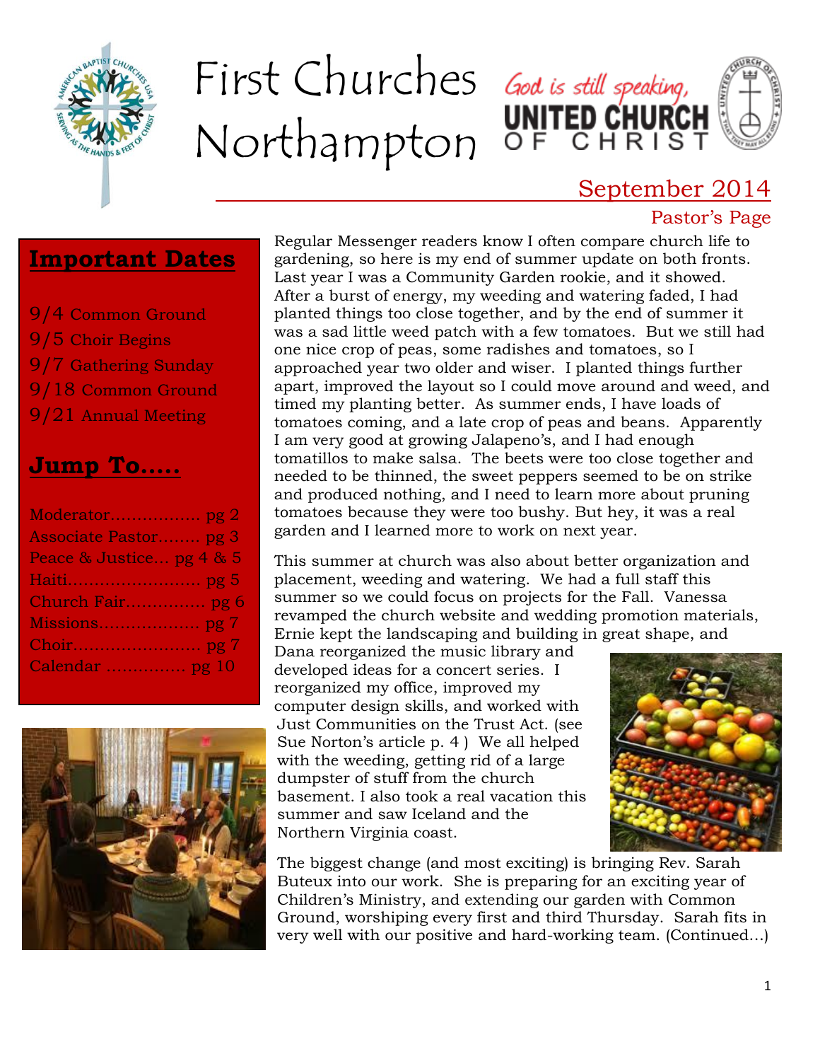# First Churches Northampton

God is still speaking, UNITED CHURCH OF CHRIST

September 2014

## Important Dates

- 9/4 Common Ground
- 9/5 Choir Begins
- 9/7 Gathering Sunday
- 9/18 Common Ground
- 9/21 Annual Meeting

## Jump To.....

- Moderator................. pg 2
- Associate Pastor........ pg 3
- Peace & Justice... pg 4 & 5
- Haiti......................... pg 5
- Church Fair............... pg 6
- Missions................... pg 7
- Choir........................ pg 7
- Calendar ............... pg 10

## Pastor's Page

Regular Messenger readers know I often compare church life to gardening, so here is my end of summer update on both fronts. Last year I was a Community Garden rookie, and it showed. After a burst of energy, my weeding and watering faded, I had planted things too close together, and by the end of summer it was a sad little weed patch with a few tomatoes. But we still had one nice crop of peas, some radishes and tomatoes, so I approached year two older and wiser. I planted things further apart, improved the layout so I could move around and weed, and timed my planting better. As summer ends, I have loads of tomatoes coming, and a late crop of peas and beans. Apparently I am very good at growing Jalapeno's, and I had enough tomatillos to make salsa. The beets were too close together and needed to be thinned, the sweet peppers seemed to be on strike and produced nothing, and I need to learn more about pruning tomatoes because they were too bushy. But hey, it was a real garden and I learned more to work on next year.

This summer at church was also about better organization and placement, weeding and watering. We had a full staff this summer so we could focus on projects for the Fall. Vanessa revamped the church website and wedding promotion materials, Ernie kept the landscaping and building in great shape, and Dana reorganized the music library and developed ideas for a concert series. I reorganized my office, improved my computer design skills, and worked with Just Communities on the Trust Act. (see Sue Norton's article p. 4 ) We all helped with the weeding, getting rid of a large dumpster of stuff from the church basement. I also took a real vacation this summer and saw Iceland and the Northern Virginia coast.

The biggest change (and most exciting) is bringing Rev. Sarah Buteux into our work. She is preparing for an exciting year of Children's Ministry, and extending our garden with Common Ground, worshiping every first and third Thursday. Sarah fits in very well with our positive and hard-working team. (Continued...)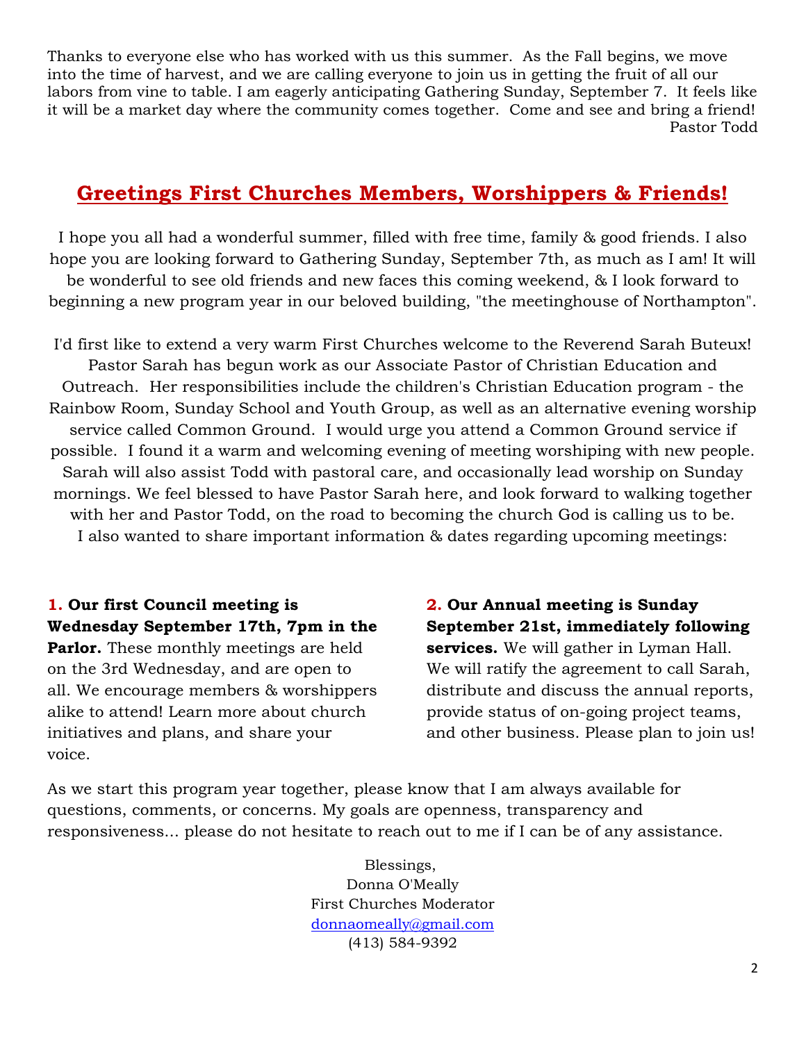Thanks to everyone else who has worked with us this summer. As the Fall begins, we move into the time of harvest, and we are calling everyone to join us in getting the fruit of all our labors from vine to table. I am eagerly anticipating Gathering Sunday, September 7. It feels like it will be a market day where the community comes together. Come and see and bring a friend!

Pastor Todd

## Greetings First Churches Members, Worshippers & Friends!

I hope you all had a wonderful summer, filled with free time, family & good friends. I also hope you are looking forward to Gathering Sunday, September 7th, as much as I am! It will be wonderful to see old friends and new faces this coming weekend, & I look forward to beginning a new program year in our beloved building, "the meetinghouse of Northampton".

I'd first like to extend a very warm First Churches welcome to the Reverend Sarah Buteux! Pastor Sarah has begun work as our Associate Pastor of Christian Education and Outreach. Her responsibilities include the children's Christian Education program - the Rainbow Room, Sunday School and Youth Group, as well as an alternative evening worship service called Common Ground. I would urge you attend a Common Ground service if possible. I found it a warm and welcoming evening of meeting worshiping with new people. Sarah will also assist Todd with pastoral care, and occasionally lead worship on Sunday mornings. We feel blessed to have Pastor Sarah here, and look forward to walking together with her and Pastor Todd, on the road to becoming the church God is calling us to be. I also wanted to share important information & dates regarding upcoming meetings:

**1. Our first Council meeting is Wednesday September 17th, 7pm in the Parlor.** These monthly meetings are held on the 3rd Wednesday, and are open to all. We encourage members & worshippers alike to attend! Learn more about church initiatives and plans, and share your voice.

**2. Our Annual meeting is Sunday September 21st, immediately following services.** We will gather in Lyman Hall. We will ratify the agreement to call Sarah, distribute and discuss the annual reports, provide status of on-going project teams, and other business. Please plan to join us!

As we start this program year together, please know that I am always available for questions, comments, or concerns. My goals are openness, transparency and responsiveness... please do not hesitate to reach out to me if I can be of any assistance.

Blessings,
Donna O'Meally
First Churches Moderator
donnaomeally@gmail.com
(413) 584-9392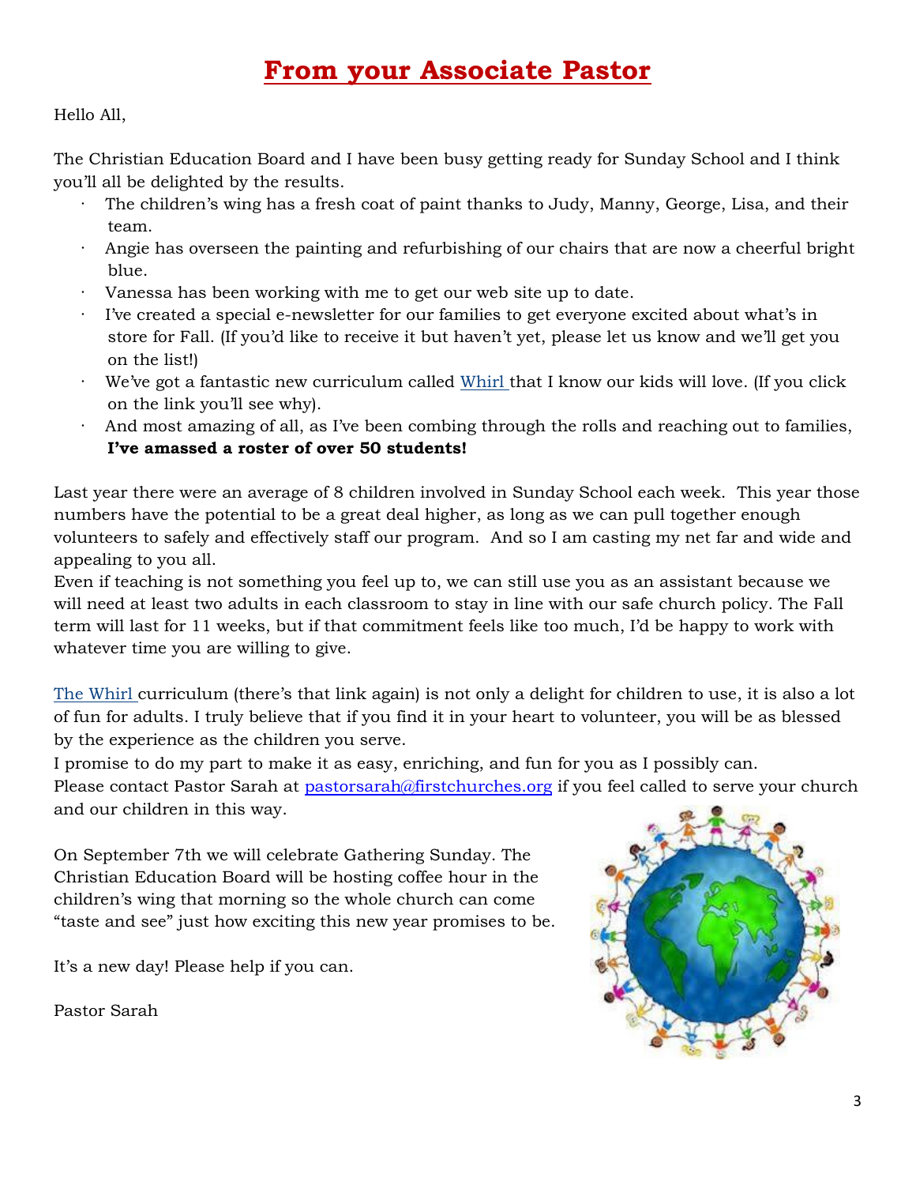# From your Associate Pastor

Hello All,

The Christian Education Board and I have been busy getting ready for Sunday School and I think you'll all be delighted by the results.

- The children's wing has a fresh coat of paint thanks to Judy, Manny, George, Lisa, and their team.
- Angie has overseen the painting and refurbishing of our chairs that are now a cheerful bright blue.
- Vanessa has been working with me to get our web site up to date.
- I've created a special e-newsletter for our families to get everyone excited about what's in store for Fall. (If you'd like to receive it but haven't yet, please let us know and we'll get you on the list!)
- We've got a fantastic new curriculum called Whirl that I know our kids will love. (If you click on the link you'll see why).
- And most amazing of all, as I've been combing through the rolls and reaching out to families, **I've amassed a roster of over 50 students!**

Last year there were an average of 8 children involved in Sunday School each week. This year those numbers have the potential to be a great deal higher, as long as we can pull together enough volunteers to safely and effectively staff our program. And so I am casting my net far and wide and appealing to you all.

Even if teaching is not something you feel up to, we can still use you as an assistant because we will need at least two adults in each classroom to stay in line with our safe church policy. The Fall term will last for 11 weeks, but if that commitment feels like too much, I'd be happy to work with whatever time you are willing to give.

The Whirl curriculum (there's that link again) is not only a delight for children to use, it is also a lot of fun for adults. I truly believe that if you find it in your heart to volunteer, you will be as blessed by the experience as the children you serve.

I promise to do my part to make it as easy, enriching, and fun for you as I possibly can.

Please contact Pastor Sarah at pastorsarah@firstchurches.org if you feel called to serve your church and our children in this way.

On September 7th we will celebrate Gathering Sunday. The Christian Education Board will be hosting coffee hour in the children's wing that morning so the whole church can come "taste and see" just how exciting this new year promises to be.

It's a new day! Please help if you can.

Pastor Sarah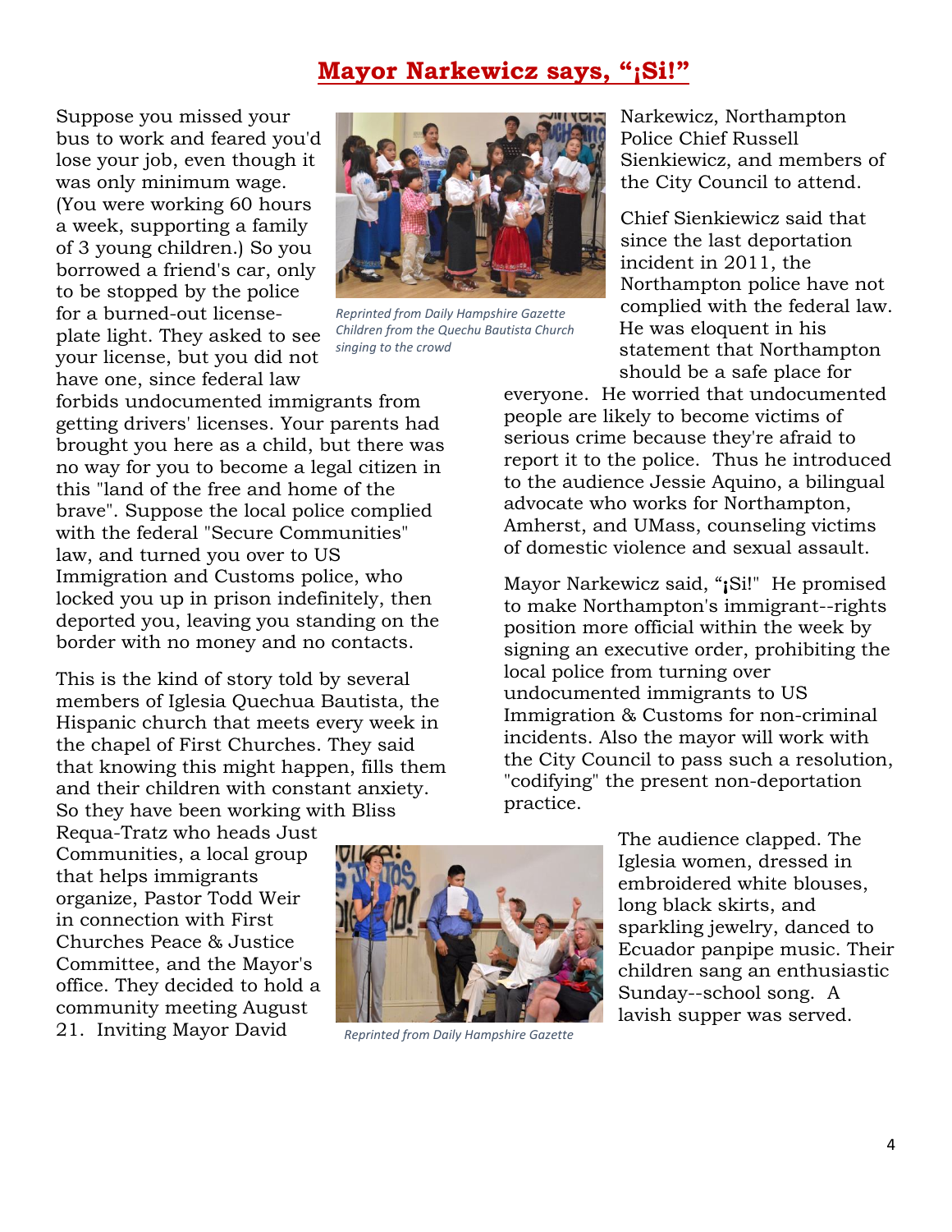# Mayor Narkewicz says, "¡Si!"

Suppose you missed your bus to work and feared you'd lose your job, even though it was only minimum wage. (You were working 60 hours a week, supporting a family of 3 young children.) So you borrowed a friend's car, only to be stopped by the police for a burned-out license-plate light. They asked to see your license, but you did not have one, since federal law forbids undocumented immigrants from getting drivers' licenses. Your parents had brought you here as a child, but there was no way for you to become a legal citizen in this "land of the free and home of the brave". Suppose the local police complied with the federal "Secure Communities" law, and turned you over to US Immigration and Customs police, who locked you up in prison indefinitely, then deported you, leaving you standing on the border with no money and no contacts.

*Reprinted from Daily Hampshire Gazette*
*Children from the Quechu Bautista Church singing to the crowd*

This is the kind of story told by several members of Iglesia Quechua Bautista, the Hispanic church that meets every week in the chapel of First Churches. They said that knowing this might happen, fills them and their children with constant anxiety. So they have been working with Bliss Requa-Tratz who heads Just Communities, a local group that helps immigrants organize, Pastor Todd Weir in connection with First Churches Peace & Justice Committee, and the Mayor's office. They decided to hold a community meeting August 21. Inviting Mayor David Narkewicz, Northampton Police Chief Russell Sienkiewicz, and members of the City Council to attend.

Chief Sienkiewicz said that since the last deportation incident in 2011, the Northampton police have not complied with the federal law. He was eloquent in his statement that Northampton should be a safe place for everyone. He worried that undocumented people are likely to become victims of serious crime because they're afraid to report it to the police. Thus he introduced to the audience Jessie Aquino, a bilingual advocate who works for Northampton, Amherst, and UMass, counseling victims of domestic violence and sexual assault.

Mayor Narkewicz said, "¡Si!" He promised to make Northampton's immigrant--rights position more official within the week by signing an executive order, prohibiting the local police from turning over undocumented immigrants to US Immigration & Customs for non-criminal incidents. Also the mayor will work with the City Council to pass such a resolution, "codifying" the present non-deportation practice.

*Reprinted from Daily Hampshire Gazette*

The audience clapped. The Iglesia women, dressed in embroidered white blouses, long black skirts, and sparkling jewelry, danced to Ecuador panpipe music. Their children sang an enthusiastic Sunday--school song. A lavish supper was served.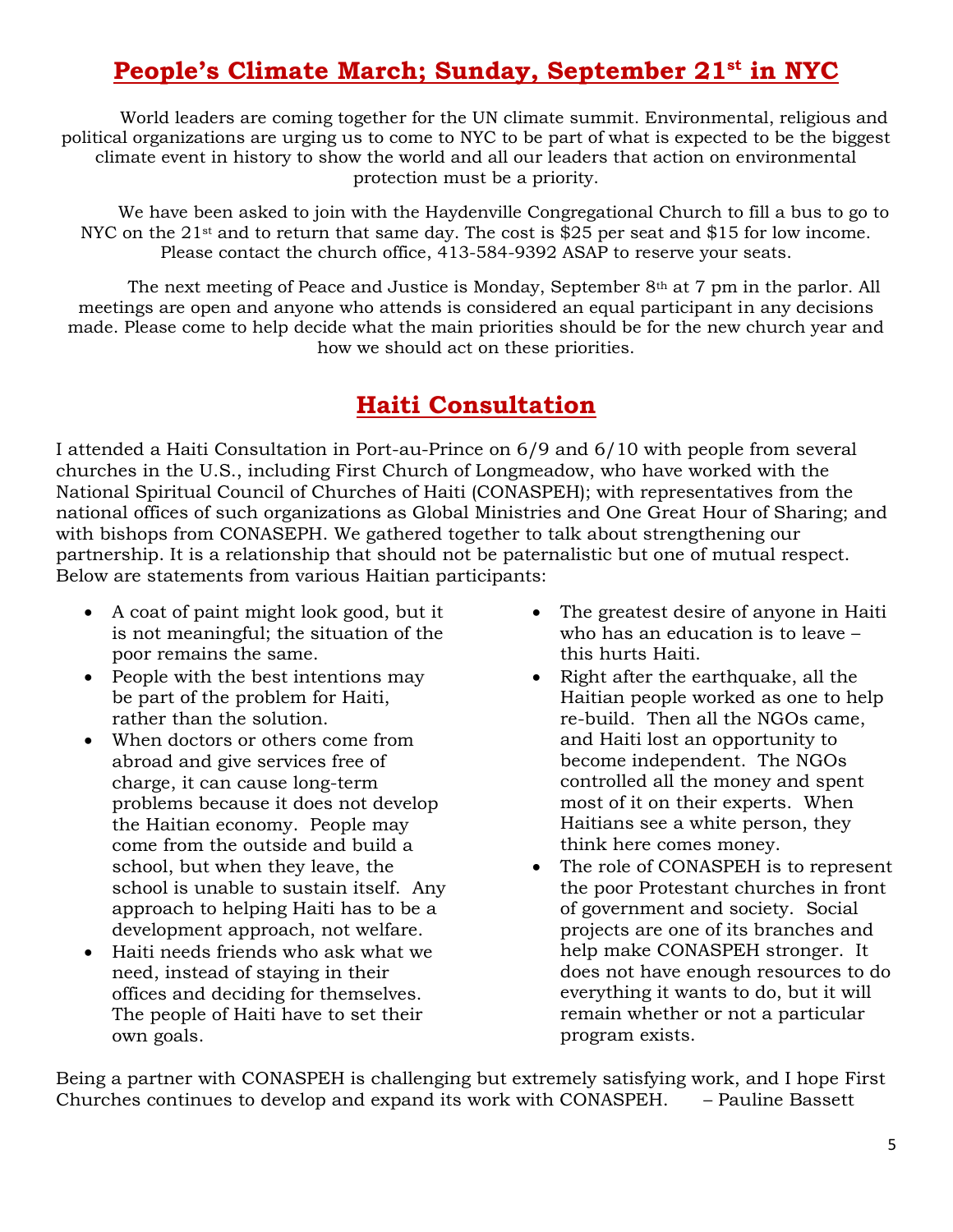## People's Climate March; Sunday, September 21st in NYC

World leaders are coming together for the UN climate summit. Environmental, religious and political organizations are urging us to come to NYC to be part of what is expected to be the biggest climate event in history to show the world and all our leaders that action on environmental protection must be a priority.

We have been asked to join with the Haydenville Congregational Church to fill a bus to go to NYC on the 21st and to return that same day. The cost is $25 per seat and $15 for low income. Please contact the church office, 413-584-9392 ASAP to reserve your seats.

The next meeting of Peace and Justice is Monday, September 8th at 7 pm in the parlor. All meetings are open and anyone who attends is considered an equal participant in any decisions made. Please come to help decide what the main priorities should be for the new church year and how we should act on these priorities.

## Haiti Consultation

I attended a Haiti Consultation in Port-au-Prince on 6/9 and 6/10 with people from several churches in the U.S., including First Church of Longmeadow, who have worked with the National Spiritual Council of Churches of Haiti (CONASPEH); with representatives from the national offices of such organizations as Global Ministries and One Great Hour of Sharing; and with bishops from CONASEPH. We gathered together to talk about strengthening our partnership. It is a relationship that should not be paternalistic but one of mutual respect. Below are statements from various Haitian participants:

- A coat of paint might look good, but it is not meaningful; the situation of the poor remains the same.
- People with the best intentions may be part of the problem for Haiti, rather than the solution.
- When doctors or others come from abroad and give services free of charge, it can cause long-term problems because it does not develop the Haitian economy. People may come from the outside and build a school, but when they leave, the school is unable to sustain itself. Any approach to helping Haiti has to be a development approach, not welfare.
- Haiti needs friends who ask what we need, instead of staying in their offices and deciding for themselves. The people of Haiti have to set their own goals.
- The greatest desire of anyone in Haiti who has an education is to leave – this hurts Haiti.
- Right after the earthquake, all the Haitian people worked as one to help re-build. Then all the NGOs came, and Haiti lost an opportunity to become independent. The NGOs controlled all the money and spent most of it on their experts. When Haitians see a white person, they think here comes money.
- The role of CONASPEH is to represent the poor Protestant churches in front of government and society. Social projects are one of its branches and help make CONASPEH stronger. It does not have enough resources to do everything it wants to do, but it will remain whether or not a particular program exists.

Being a partner with CONASPEH is challenging but extremely satisfying work, and I hope First Churches continues to develop and expand its work with CONASPEH. – Pauline Bassett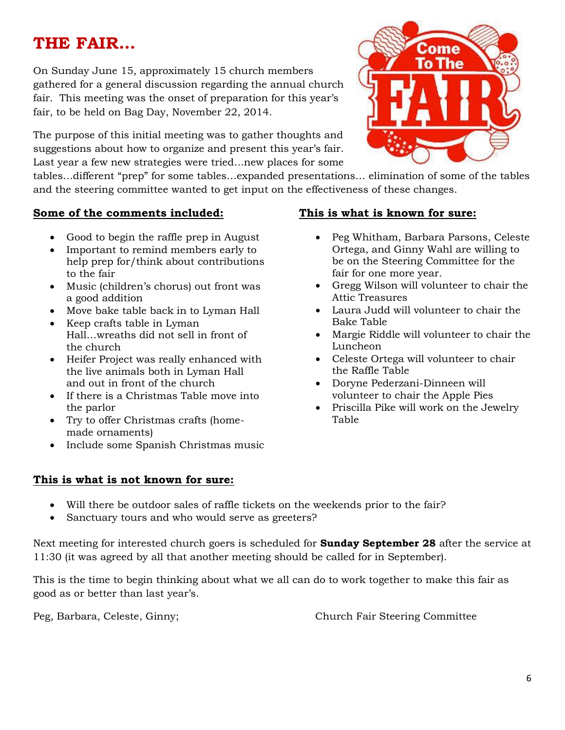# THE FAIR…

On Sunday June 15, approximately 15 church members gathered for a general discussion regarding the annual church fair. This meeting was the onset of preparation for this year's fair, to be held on Bag Day, November 22, 2014.

The purpose of this initial meeting was to gather thoughts and suggestions about how to organize and present this year's fair. Last year a few new strategies were tried…new places for some tables…different "prep" for some tables…expanded presentations… elimination of some of the tables and the steering committee wanted to get input on the effectiveness of these changes.

**Some of the comments included:**

- Good to begin the raffle prep in August
- Important to remind members early to help prep for/think about contributions to the fair
- Music (children's chorus) out front was a good addition
- Move bake table back in to Lyman Hall
- Keep crafts table in Lyman Hall…wreaths did not sell in front of the church
- Heifer Project was really enhanced with the live animals both in Lyman Hall and out in front of the church
- If there is a Christmas Table move into the parlor
- Try to offer Christmas crafts (home-made ornaments)
- Include some Spanish Christmas music

**This is what is known for sure:**

- Peg Whitham, Barbara Parsons, Celeste Ortega, and Ginny Wahl are willing to be on the Steering Committee for the fair for one more year.
- Gregg Wilson will volunteer to chair the Attic Treasures
- Laura Judd will volunteer to chair the Bake Table
- Margie Riddle will volunteer to chair the Luncheon
- Celeste Ortega will volunteer to chair the Raffle Table
- Doryne Pederzani-Dinneen will volunteer to chair the Apple Pies
- Priscilla Pike will work on the Jewelry Table

**This is what is not known for sure:**

- Will there be outdoor sales of raffle tickets on the weekends prior to the fair?
- Sanctuary tours and who would serve as greeters?

Next meeting for interested church goers is scheduled for **Sunday September 28** after the service at 11:30 (it was agreed by all that another meeting should be called for in September).

This is the time to begin thinking about what we all can do to work together to make this fair as good as or better than last year's.

Peg, Barbara, Celeste, Ginny; Church Fair Steering Committee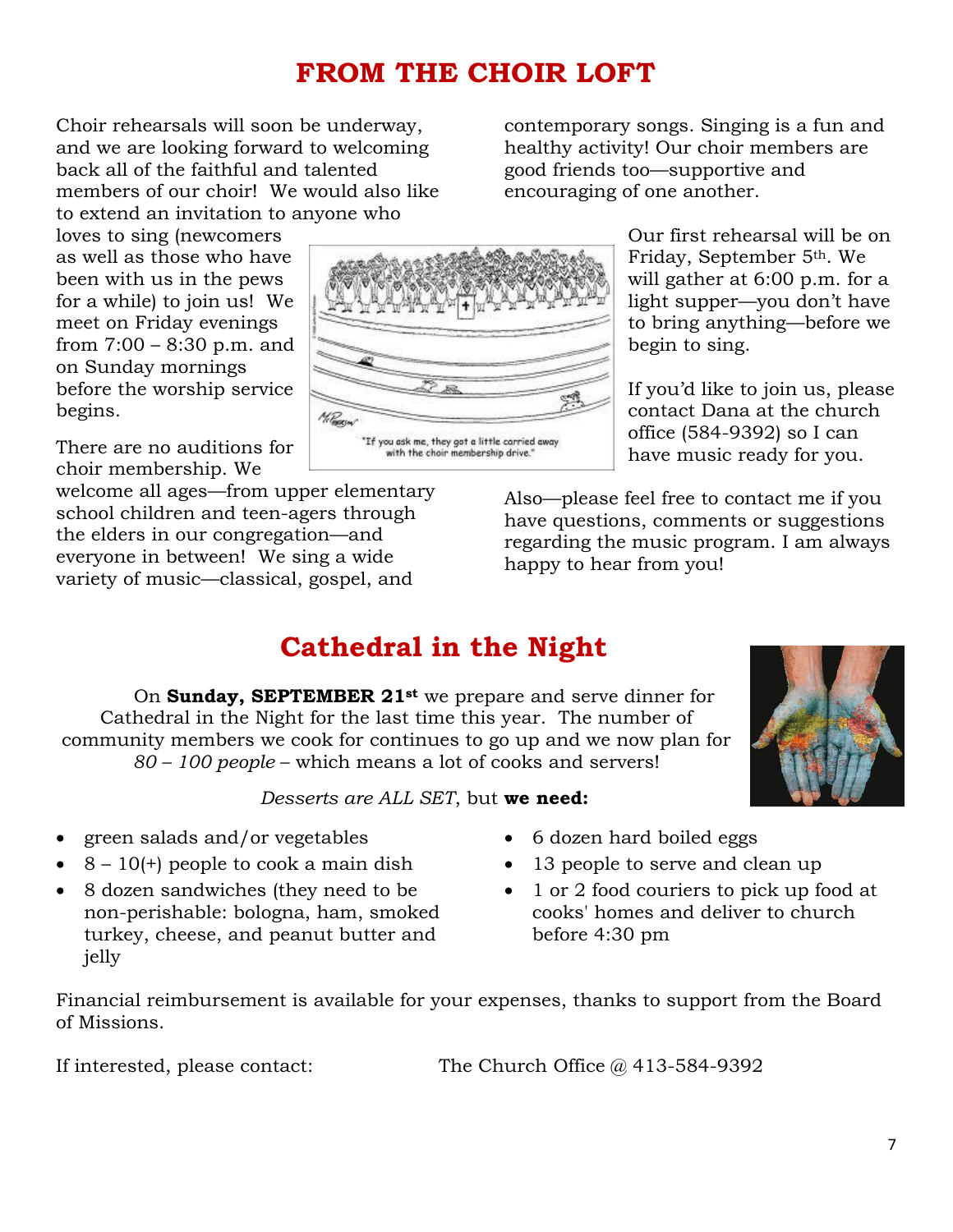# FROM THE CHOIR LOFT

Choir rehearsals will soon be underway, and we are looking forward to welcoming back all of the faithful and talented members of our choir! We would also like to extend an invitation to anyone who loves to sing (newcomers as well as those who have been with us in the pews for a while) to join us! We meet on Friday evenings from 7:00 – 8:30 p.m. and on Sunday mornings before the worship service begins.

There are no auditions for choir membership. We welcome all ages—from upper elementary school children and teen-agers through the elders in our congregation—and everyone in between! We sing a wide variety of music—classical, gospel, and contemporary songs. Singing is a fun and healthy activity! Our choir members are good friends too—supportive and encouraging of one another.

"If you ask me, they got a little carried away with the choir membership drive."

Our first rehearsal will be on Friday, September 5th. We will gather at 6:00 p.m. for a light supper—you don't have to bring anything—before we begin to sing.

If you'd like to join us, please contact Dana at the church office (584-9392) so I can have music ready for you.

Also—please feel free to contact me if you have questions, comments or suggestions regarding the music program. I am always happy to hear from you!

# Cathedral in the Night

On **Sunday, SEPTEMBER 21st** we prepare and serve dinner for Cathedral in the Night for the last time this year. The number of community members we cook for continues to go up and we now plan for *80 – 100 people* – which means a lot of cooks and servers!

*Desserts are ALL SET*, but **we need:**

- green salads and/or vegetables
- 8 – 10(+) people to cook a main dish
- 8 dozen sandwiches (they need to be non-perishable: bologna, ham, smoked turkey, cheese, and peanut butter and jelly
- 6 dozen hard boiled eggs
- 13 people to serve and clean up
- 1 or 2 food couriers to pick up food at cooks' homes and deliver to church before 4:30 pm

Financial reimbursement is available for your expenses, thanks to support from the Board of Missions.

If interested, please contact: The Church Office @ 413-584-9392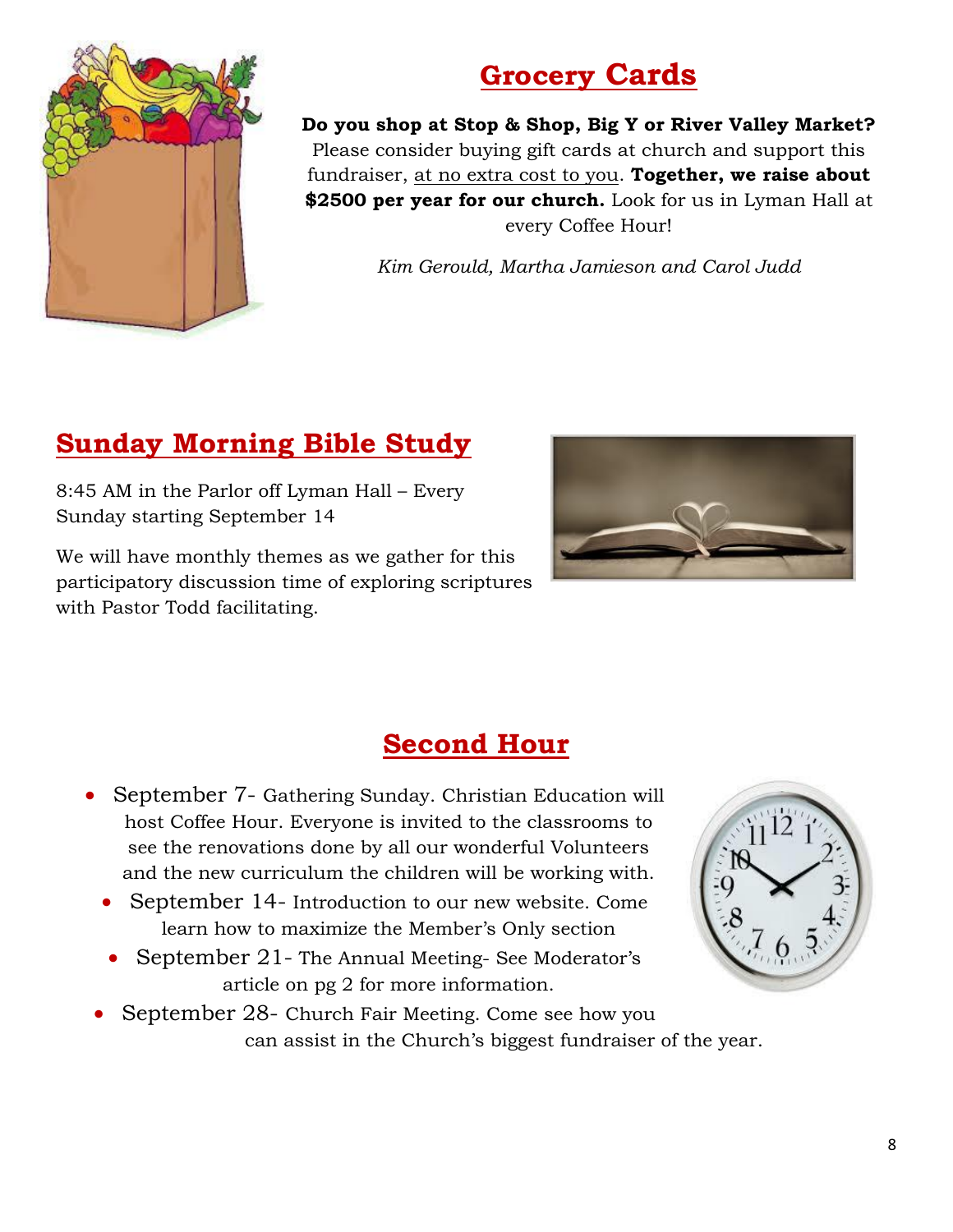## Grocery Cards

**Do you shop at Stop & Shop, Big Y or River Valley Market?** Please consider buying gift cards at church and support this fundraiser, at no extra cost to you. **Together, we raise about $2500 per year for our church.** Look for us in Lyman Hall at every Coffee Hour!

*Kim Gerould, Martha Jamieson and Carol Judd*

## Sunday Morning Bible Study

8:45 AM in the Parlor off Lyman Hall – Every Sunday starting September 14

We will have monthly themes as we gather for this participatory discussion time of exploring scriptures with Pastor Todd facilitating.

## Second Hour

- September 7- Gathering Sunday. Christian Education will host Coffee Hour. Everyone is invited to the classrooms to see the renovations done by all our wonderful Volunteers and the new curriculum the children will be working with.
- September 14- Introduction to our new website. Come learn how to maximize the Member's Only section
- September 21- The Annual Meeting- See Moderator's article on pg 2 for more information.
- September 28- Church Fair Meeting. Come see how you can assist in the Church's biggest fundraiser of the year.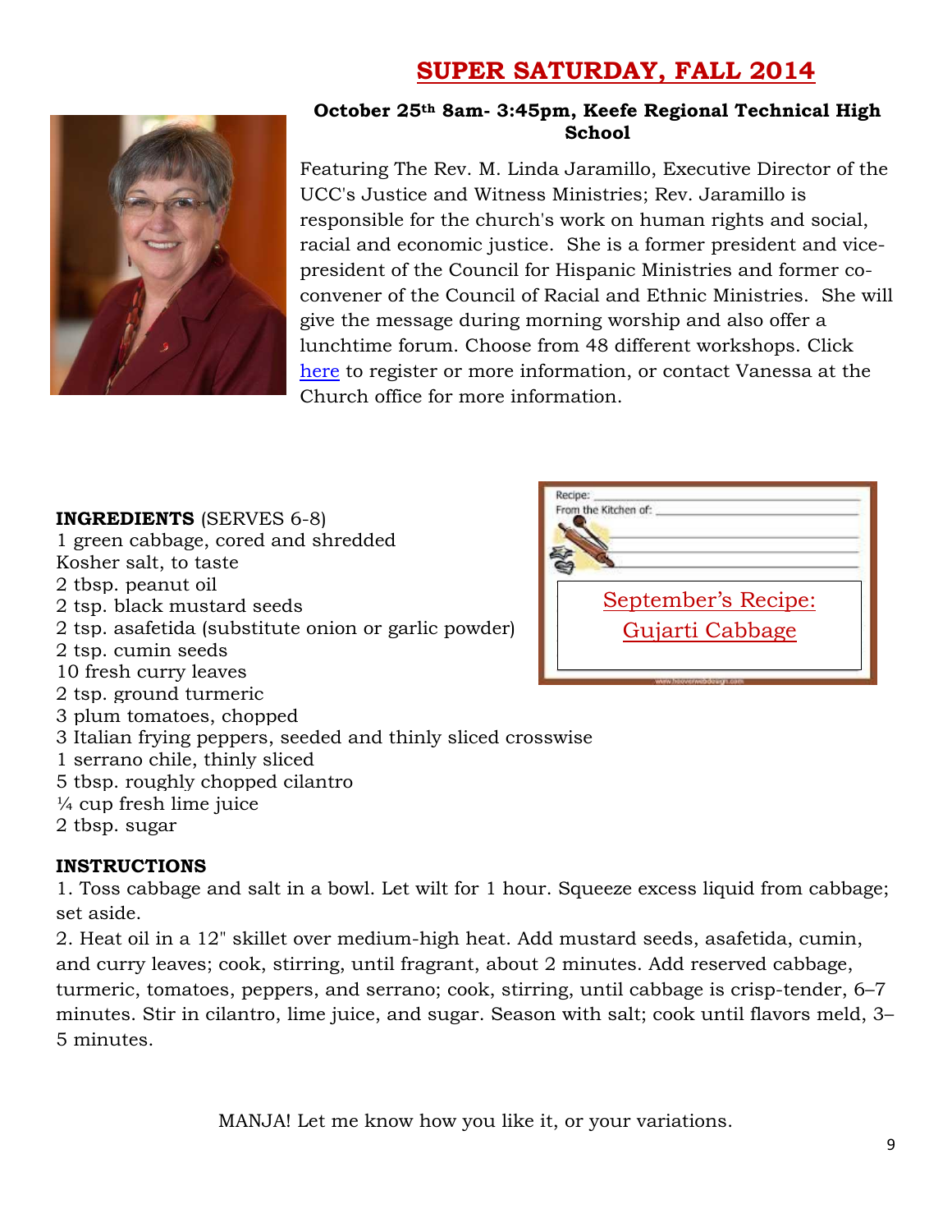# SUPER SATURDAY, FALL 2014

**October 25th 8am- 3:45pm, Keefe Regional Technical High School**

Featuring The Rev. M. Linda Jaramillo, Executive Director of the UCC's Justice and Witness Ministries; Rev. Jaramillo is responsible for the church's work on human rights and social, racial and economic justice. She is a former president and vice-president of the Council for Hispanic Ministries and former co-convener of the Council of Racial and Ethnic Ministries. She will give the message during morning worship and also offer a lunchtime forum. Choose from 48 different workshops. Click here to register or more information, or contact Vanessa at the Church office for more information.

## September's Recipe: Gujarti Cabbage

**INGREDIENTS** (SERVES 6-8)

1 green cabbage, cored and shredded
Kosher salt, to taste
2 tbsp. peanut oil
2 tsp. black mustard seeds
2 tsp. asafetida (substitute onion or garlic powder)
2 tsp. cumin seeds
10 fresh curry leaves
2 tsp. ground turmeric
3 plum tomatoes, chopped
3 Italian frying peppers, seeded and thinly sliced crosswise
1 serrano chile, thinly sliced
5 tbsp. roughly chopped cilantro
¼ cup fresh lime juice
2 tbsp. sugar

**INSTRUCTIONS**

1. Toss cabbage and salt in a bowl. Let wilt for 1 hour. Squeeze excess liquid from cabbage; set aside.
2. Heat oil in a 12" skillet over medium-high heat. Add mustard seeds, asafetida, cumin, and curry leaves; cook, stirring, until fragrant, about 2 minutes. Add reserved cabbage, turmeric, tomatoes, peppers, and serrano; cook, stirring, until cabbage is crisp-tender, 6–7 minutes. Stir in cilantro, lime juice, and sugar. Season with salt; cook until flavors meld, 3–5 minutes.

MANJA! Let me know how you like it, or your variations.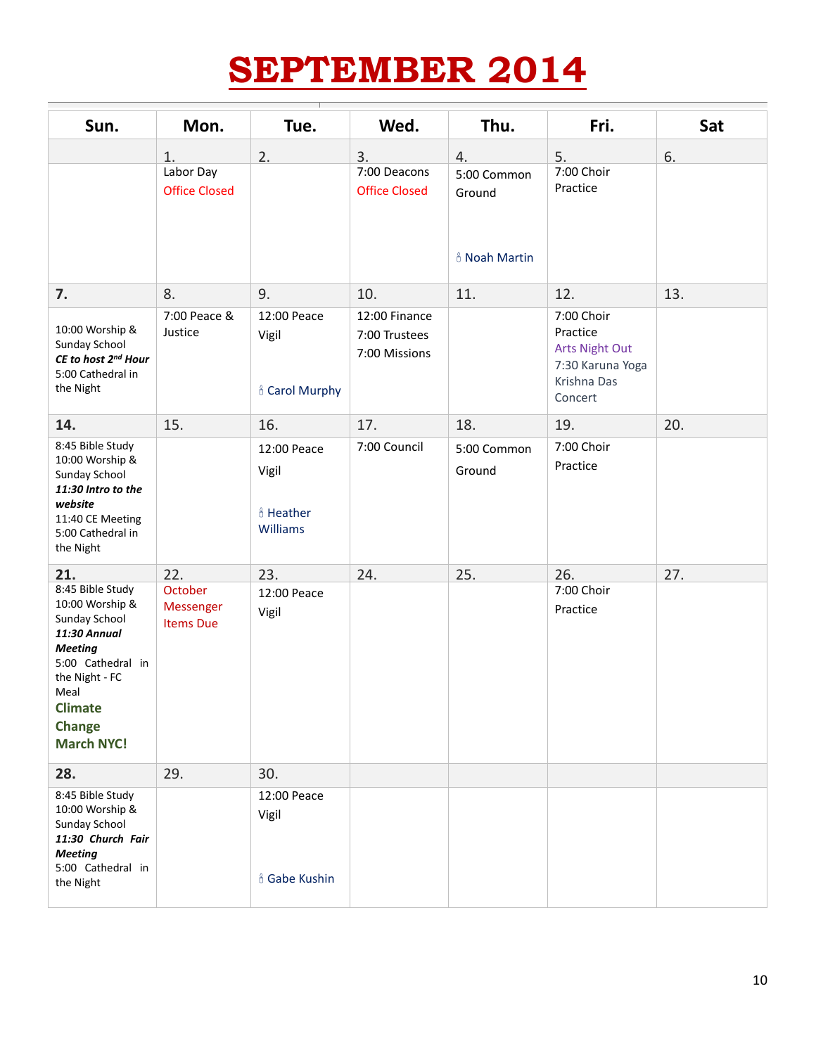# SEPTEMBER 2014

| Sun. | Mon. | Tue. | Wed. | Thu. | Fri. | Sat |
|---|---|---|---|---|---|---|
| | 1. | 2. | 3. | 4. | 5. | 6. |
| | Labor Day<br>Office Closed | | 7:00 Deacons<br>Office Closed | 5:00 Common Ground<br><br>🕯 Noah Martin | 7:00 Choir Practice | |
| **7.** | 8. | 9. | 10. | 11. | 12. | 13. |
| 10:00 Worship & Sunday School<br>***CE to host 2nd Hour***<br>5:00 Cathedral in the Night | 7:00 Peace & Justice | 12:00 Peace Vigil<br><br>🕯 Carol Murphy | 12:00 Finance<br>7:00 Trustees<br>7:00 Missions | | 7:00 Choir Practice<br>Arts Night Out<br>7:30 Karuna Yoga Krishna Das Concert | |
| **14.** | 15. | 16. | 17. | 18. | 19. | 20. |
| 8:45 Bible Study<br>10:00 Worship & Sunday School<br>***11:30 Intro to the website***<br>11:40 CE Meeting<br>5:00 Cathedral in the Night | | 12:00 Peace Vigil<br><br>🕯 Heather Williams | 7:00 Council | 5:00 Common Ground | 7:00 Choir Practice | |
| **21.** | 22. | 23. | 24. | 25. | 26. | 27. |
| 8:45 Bible Study<br>10:00 Worship & Sunday School<br>***11:30 Annual Meeting***<br>5:00 Cathedral in the Night - FC Meal<br>**Climate Change March NYC!** | October Messenger Items Due | 12:00 Peace Vigil | | | 7:00 Choir Practice | |
| **28.** | 29. | 30. | | | | |
| 8:45 Bible Study<br>10:00 Worship & Sunday School<br>***11:30 Church Fair Meeting***<br>5:00 Cathedral in the Night | | 12:00 Peace Vigil<br><br>🕯 Gabe Kushin | | | | |